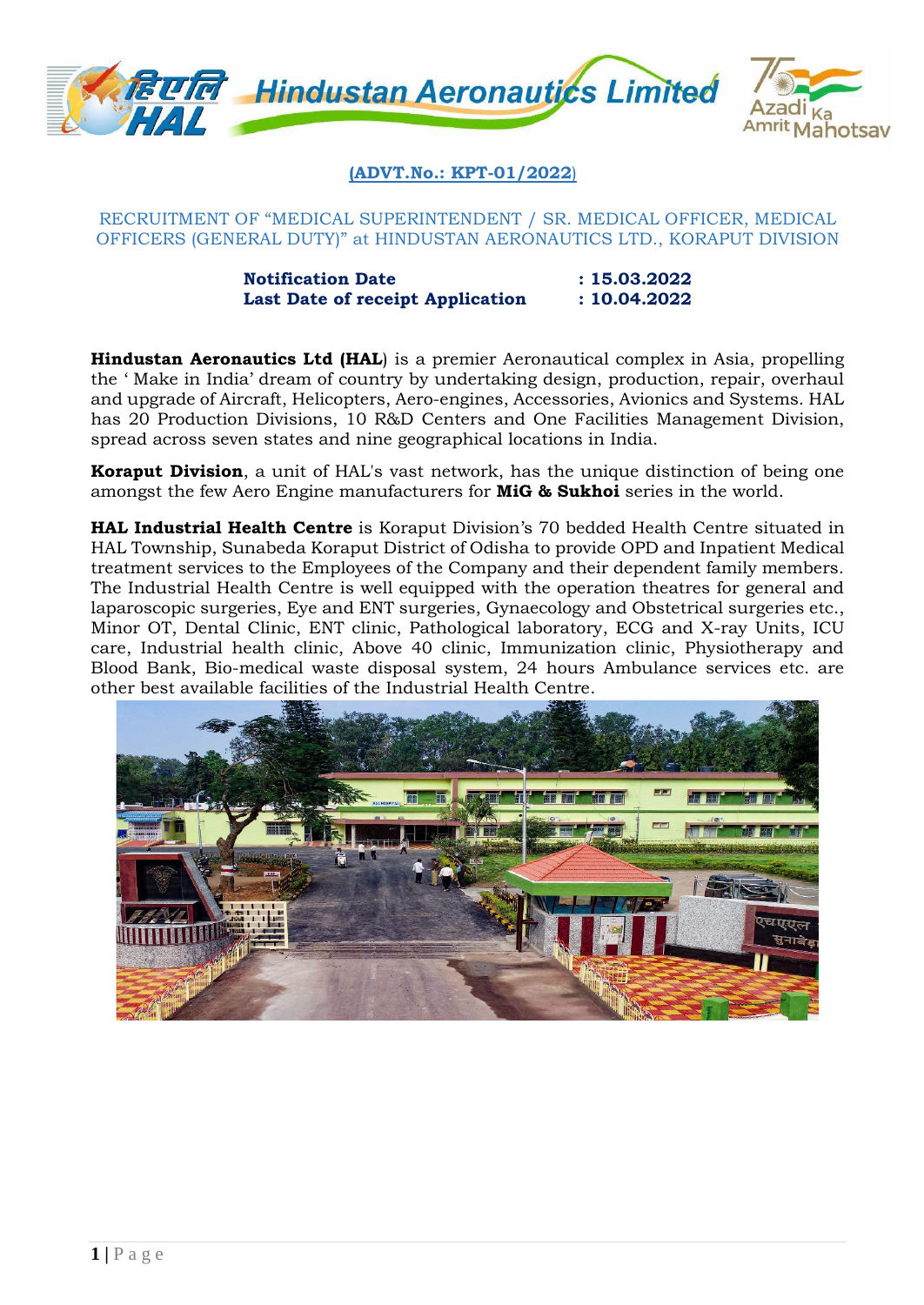**(ADVT.No.: KPT-01/2022)**

RECRUITMENT OF "MEDICAL SUPERINTENDENT / SR. MEDICAL OFFICER, MEDICAL OFFICERS (GENERAL DUTY)" at HINDUSTAN AERONAUTICS LTD., KORAPUT DIVISION

| | |
|---|---|
| **Notification Date** | **: 15.03.2022** |
| **Last Date of receipt Application** | **: 10.04.2022** |

**Hindustan Aeronautics Ltd (HAL)** is a premier Aeronautical complex in Asia, propelling the ' Make in India' dream of country by undertaking design, production, repair, overhaul and upgrade of Aircraft, Helicopters, Aero-engines, Accessories, Avionics and Systems. HAL has 20 Production Divisions, 10 R&D Centers and One Facilities Management Division, spread across seven states and nine geographical locations in India.

**Koraput Division**, a unit of HAL's vast network, has the unique distinction of being one amongst the few Aero Engine manufacturers for **MiG & Sukhoi** series in the world.

**HAL Industrial Health Centre** is Koraput Division's 70 bedded Health Centre situated in HAL Township, Sunabeda Koraput District of Odisha to provide OPD and Inpatient Medical treatment services to the Employees of the Company and their dependent family members. The Industrial Health Centre is well equipped with the operation theatres for general and laparoscopic surgeries, Eye and ENT surgeries, Gynaecology and Obstetrical surgeries etc., Minor OT, Dental Clinic, ENT clinic, Pathological laboratory, ECG and X-ray Units, ICU care, Industrial health clinic, Above 40 clinic, Immunization clinic, Physiotherapy and Blood Bank, Bio-medical waste disposal system, 24 hours Ambulance services etc. are other best available facilities of the Industrial Health Centre.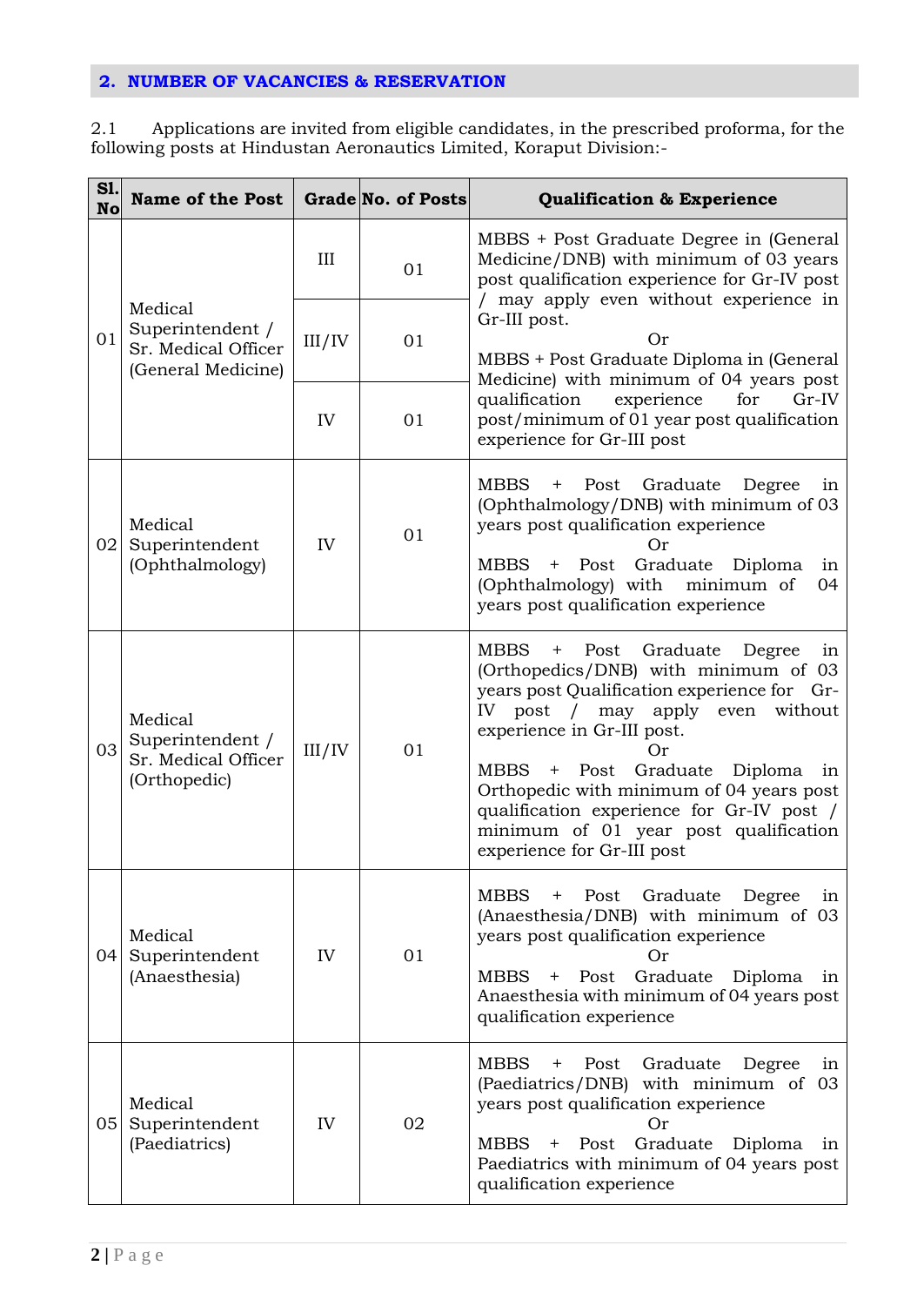## 2. NUMBER OF VACANCIES & RESERVATION

2.1 Applications are invited from eligible candidates, in the prescribed proforma, for the following posts at Hindustan Aeronautics Limited, Koraput Division:-

| Sl. No | Name of the Post | Grade | No. of Posts | Qualification & Experience |
|---|---|---|---|---|
| 01 | Medical Superintendent / Sr. Medical Officer (General Medicine) | III | 01 | MBBS + Post Graduate Degree in (General Medicine/DNB) with minimum of 03 years post qualification experience for Gr-IV post / may apply even without experience in Gr-III post. Or MBBS + Post Graduate Diploma in (General Medicine) with minimum of 04 years post qualification experience for Gr-IV post/minimum of 01 year post qualification experience for Gr-III post |
| | | III/IV | 01 | |
| | | IV | 01 | |
| 02 | Medical Superintendent (Ophthalmology) | IV | 01 | MBBS + Post Graduate Degree in (Ophthalmology/DNB) with minimum of 03 years post qualification experience Or MBBS + Post Graduate Diploma in (Ophthalmology) with minimum of 04 years post qualification experience |
| 03 | Medical Superintendent / Sr. Medical Officer (Orthopedic) | III/IV | 01 | MBBS + Post Graduate Degree in (Orthopedics/DNB) with minimum of 03 years post Qualification experience for Gr-IV post / may apply even without experience in Gr-III post. Or MBBS + Post Graduate Diploma in Orthopedic with minimum of 04 years post qualification experience for Gr-IV post / minimum of 01 year post qualification experience for Gr-III post |
| 04 | Medical Superintendent (Anaesthesia) | IV | 01 | MBBS + Post Graduate Degree in (Anaesthesia/DNB) with minimum of 03 years post qualification experience Or MBBS + Post Graduate Diploma in Anaesthesia with minimum of 04 years post qualification experience |
| 05 | Medical Superintendent (Paediatrics) | IV | 02 | MBBS + Post Graduate Degree in (Paediatrics/DNB) with minimum of 03 years post qualification experience Or MBBS + Post Graduate Diploma in Paediatrics with minimum of 04 years post qualification experience |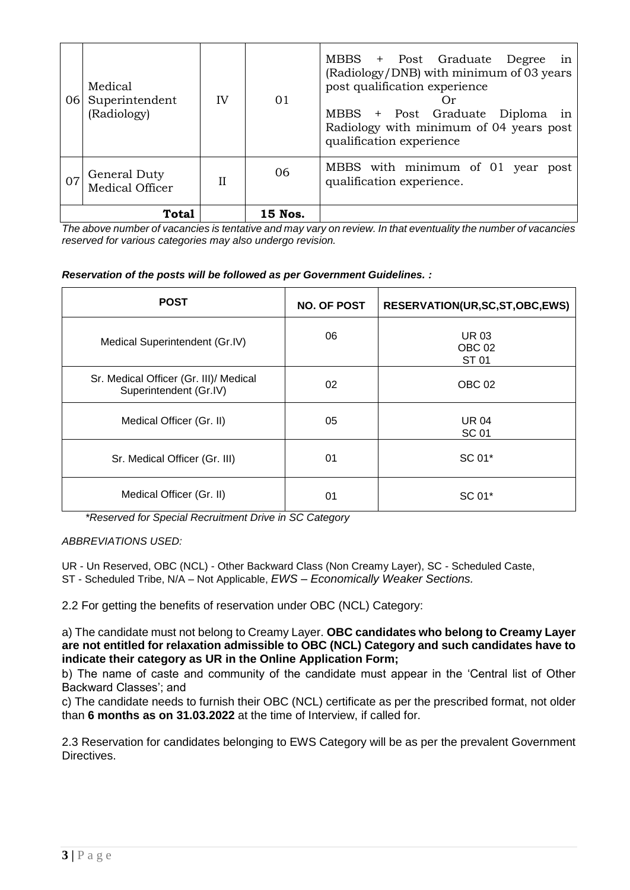| 06 | Medical Superintendent (Radiology) | IV | 01 | MBBS + Post Graduate Degree in (Radiology/DNB) with minimum of 03 years post qualification experience<br>Or<br>MBBS + Post Graduate Diploma in Radiology with minimum of 04 years post qualification experience |
|---|---|---|---|---|
| 07 | General Duty Medical Officer | II | 06 | MBBS with minimum of 01 year post qualification experience. |
| | **Total** | | **15 Nos.** | |

*The above number of vacancies is tentative and may vary on review. In that eventuality the number of vacancies reserved for various categories may also undergo revision.*

***Reservation of the posts will be followed as per Government Guidelines. :***

| POST | NO. OF POST | RESERVATION(UR,SC,ST,OBC,EWS) |
|---|---|---|
| Medical Superintendent (Gr.IV) | 06 | UR 03<br>OBC 02<br>ST 01 |
| Sr. Medical Officer (Gr. III)/ Medical Superintendent (Gr.IV) | 02 | OBC 02 |
| Medical Officer (Gr. II) | 05 | UR 04<br>SC 01 |
| Sr. Medical Officer (Gr. III) | 01 | SC 01* |
| Medical Officer (Gr. II) | 01 | SC 01* |

*\*Reserved for Special Recruitment Drive in SC Category*

*ABBREVIATIONS USED:*

UR - Un Reserved, OBC (NCL) - Other Backward Class (Non Creamy Layer), SC - Scheduled Caste, ST - Scheduled Tribe, N/A – Not Applicable, *EWS – Economically Weaker Sections.*

2.2 For getting the benefits of reservation under OBC (NCL) Category:

a) The candidate must not belong to Creamy Layer. **OBC candidates who belong to Creamy Layer are not entitled for relaxation admissible to OBC (NCL) Category and such candidates have to indicate their category as UR in the Online Application Form;**

b) The name of caste and community of the candidate must appear in the 'Central list of Other Backward Classes'; and

c) The candidate needs to furnish their OBC (NCL) certificate as per the prescribed format, not older than **6 months as on 31.03.2022** at the time of Interview, if called for.

2.3 Reservation for candidates belonging to EWS Category will be as per the prevalent Government Directives.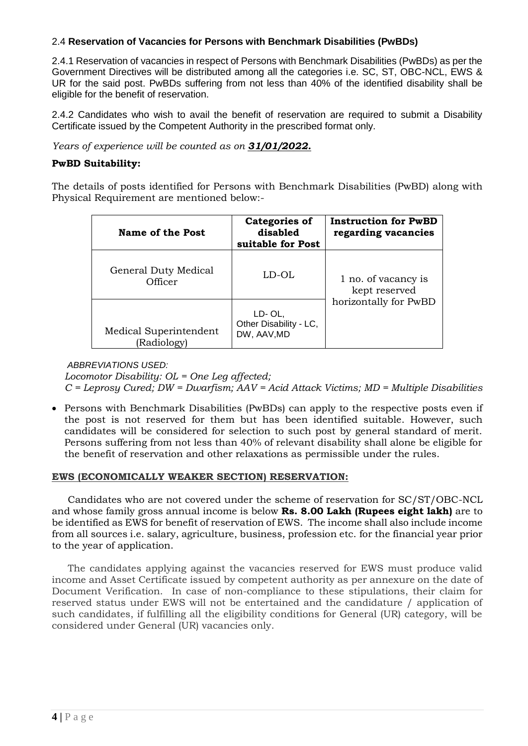### 2.4 **Reservation of Vacancies for Persons with Benchmark Disabilities (PwBDs)**

2.4.1 Reservation of vacancies in respect of Persons with Benchmark Disabilities (PwBDs) as per the Government Directives will be distributed among all the categories i.e. SC, ST, OBC-NCL, EWS & UR for the said post. PwBDs suffering from not less than 40% of the identified disability shall be eligible for the benefit of reservation.

2.4.2 Candidates who wish to avail the benefit of reservation are required to submit a Disability Certificate issued by the Competent Authority in the prescribed format only.

*Years of experience will be counted as on **31/01/2022.***

**PwBD Suitability:**

The details of posts identified for Persons with Benchmark Disabilities (PwBD) along with Physical Requirement are mentioned below:-

| Name of the Post | Categories of disabled suitable for Post | Instruction for PwBD regarding vacancies |
|---|---|---|
| General Duty Medical Officer | LD-OL | 1 no. of vacancy is kept reserved horizontally for PwBD |
| Medical Superintendent (Radiology) | LD- OL, Other Disability - LC, DW, AAV,MD | |

*ABBREVIATIONS USED:*
*Locomotor Disability: OL = One Leg affected;*
*C = Leprosy Cured; DW = Dwarfism; AAV = Acid Attack Victims; MD = Multiple Disabilities*

- Persons with Benchmark Disabilities (PwBDs) can apply to the respective posts even if the post is not reserved for them but has been identified suitable. However, such candidates will be considered for selection to such post by general standard of merit. Persons suffering from not less than 40% of relevant disability shall alone be eligible for the benefit of reservation and other relaxations as permissible under the rules.

**EWS (ECONOMICALLY WEAKER SECTION) RESERVATION:**

Candidates who are not covered under the scheme of reservation for SC/ST/OBC-NCL and whose family gross annual income is below **Rs. 8.00 Lakh (Rupees eight lakh)** are to be identified as EWS for benefit of reservation of EWS. The income shall also include income from all sources i.e. salary, agriculture, business, profession etc. for the financial year prior to the year of application.

The candidates applying against the vacancies reserved for EWS must produce valid income and Asset Certificate issued by competent authority as per annexure on the date of Document Verification. In case of non-compliance to these stipulations, their claim for reserved status under EWS will not be entertained and the candidature / application of such candidates, if fulfilling all the eligibility conditions for General (UR) category, will be considered under General (UR) vacancies only.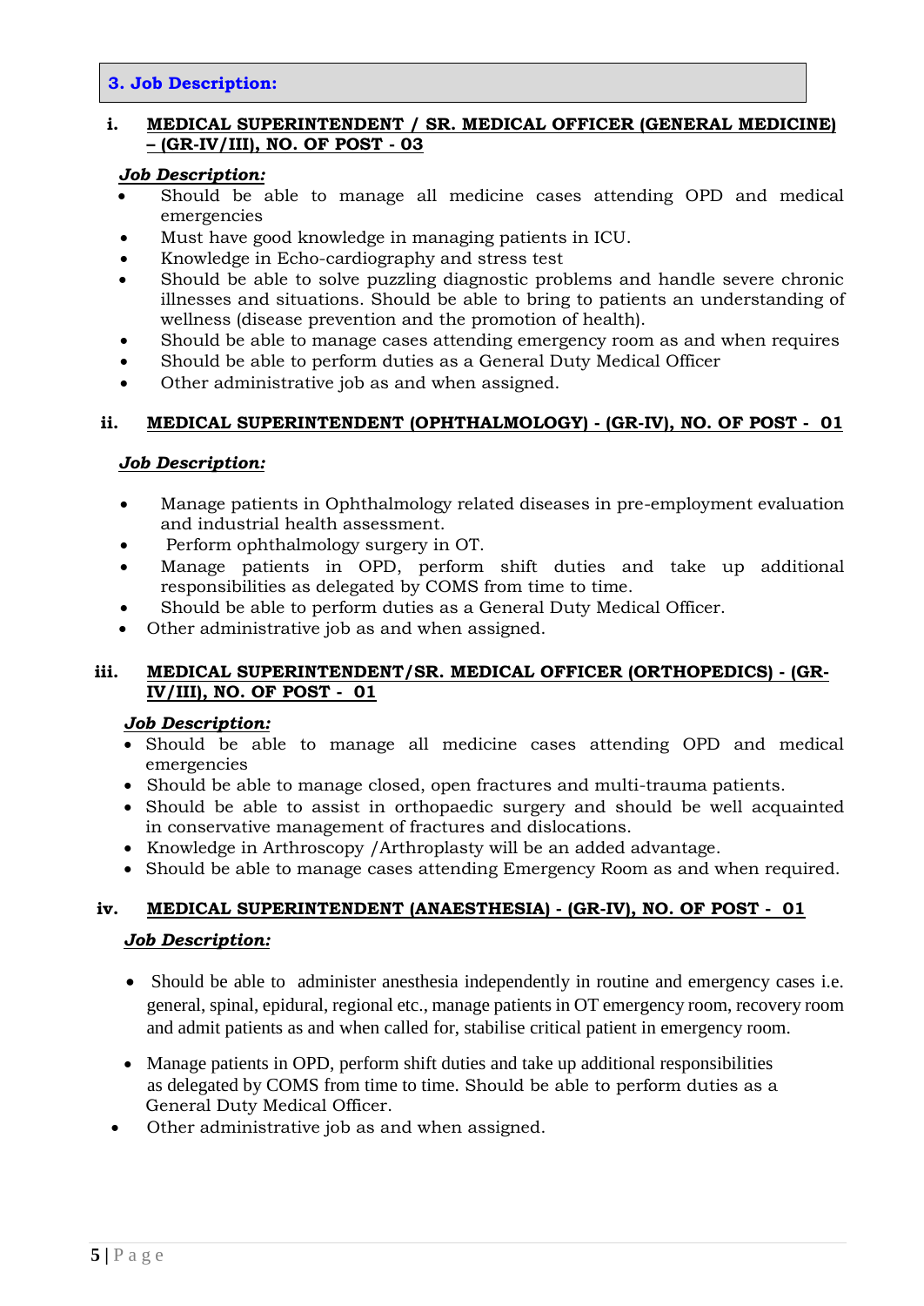## 3. Job Description:

### i. MEDICAL SUPERINTENDENT / SR. MEDICAL OFFICER (GENERAL MEDICINE) – (GR-IV/III), NO. OF POST - 03

***Job Description:***

- Should be able to manage all medicine cases attending OPD and medical emergencies
- Must have good knowledge in managing patients in ICU.
- Knowledge in Echo-cardiography and stress test
- Should be able to solve puzzling diagnostic problems and handle severe chronic illnesses and situations. Should be able to bring to patients an understanding of wellness (disease prevention and the promotion of health).
- Should be able to manage cases attending emergency room as and when requires
- Should be able to perform duties as a General Duty Medical Officer
- Other administrative job as and when assigned.

### ii. MEDICAL SUPERINTENDENT (OPHTHALMOLOGY) - (GR-IV), NO. OF POST - 01

***Job Description:***

- Manage patients in Ophthalmology related diseases in pre-employment evaluation and industrial health assessment.
- Perform ophthalmology surgery in OT.
- Manage patients in OPD, perform shift duties and take up additional responsibilities as delegated by COMS from time to time.
- Should be able to perform duties as a General Duty Medical Officer.
- Other administrative job as and when assigned.

### iii. MEDICAL SUPERINTENDENT/SR. MEDICAL OFFICER (ORTHOPEDICS) - (GR-IV/III), NO. OF POST - 01

***Job Description:***

- Should be able to manage all medicine cases attending OPD and medical emergencies
- Should be able to manage closed, open fractures and multi-trauma patients.
- Should be able to assist in orthopaedic surgery and should be well acquainted in conservative management of fractures and dislocations.
- Knowledge in Arthroscopy /Arthroplasty will be an added advantage.
- Should be able to manage cases attending Emergency Room as and when required.

### iv. MEDICAL SUPERINTENDENT (ANAESTHESIA) - (GR-IV), NO. OF POST - 01

***Job Description:***

- Should be able to administer anesthesia independently in routine and emergency cases i.e. general, spinal, epidural, regional etc., manage patients in OT emergency room, recovery room and admit patients as and when called for, stabilise critical patient in emergency room.
- Manage patients in OPD, perform shift duties and take up additional responsibilities as delegated by COMS from time to time. Should be able to perform duties as a General Duty Medical Officer.
- Other administrative job as and when assigned.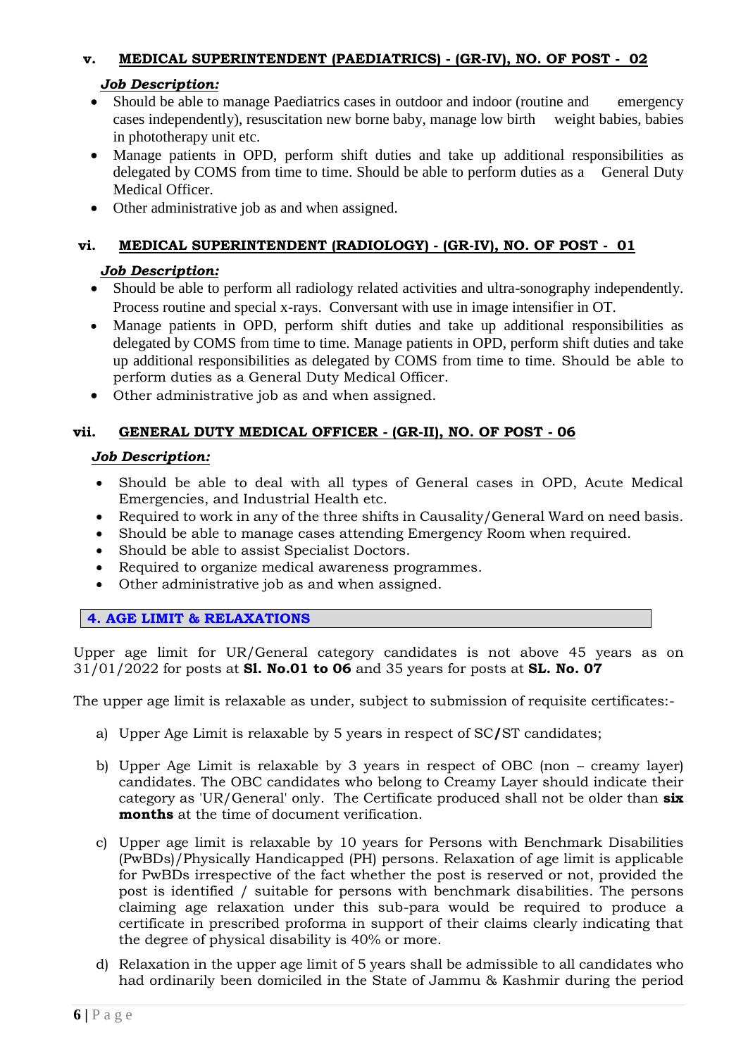### v. MEDICAL SUPERINTENDENT (PAEDIATRICS) - (GR-IV), NO. OF POST - 02

***Job Description:***

- Should be able to manage Paediatrics cases in outdoor and indoor (routine and emergency cases independently), resuscitation new borne baby, manage low birth weight babies, babies in phototherapy unit etc.
- Manage patients in OPD, perform shift duties and take up additional responsibilities as delegated by COMS from time to time. Should be able to perform duties as a General Duty Medical Officer.
- Other administrative job as and when assigned.

### vi. MEDICAL SUPERINTENDENT (RADIOLOGY) - (GR-IV), NO. OF POST - 01

***Job Description:***

- Should be able to perform all radiology related activities and ultra-sonography independently. Process routine and special x-rays. Conversant with use in image intensifier in OT.
- Manage patients in OPD, perform shift duties and take up additional responsibilities as delegated by COMS from time to time. Manage patients in OPD, perform shift duties and take up additional responsibilities as delegated by COMS from time to time. Should be able to perform duties as a General Duty Medical Officer.
- Other administrative job as and when assigned.

### vii. GENERAL DUTY MEDICAL OFFICER - (GR-II), NO. OF POST - 06

***Job Description:***

- Should be able to deal with all types of General cases in OPD, Acute Medical Emergencies, and Industrial Health etc.
- Required to work in any of the three shifts in Causality/General Ward on need basis.
- Should be able to manage cases attending Emergency Room when required.
- Should be able to assist Specialist Doctors.
- Required to organize medical awareness programmes.
- Other administrative job as and when assigned.

## 4. AGE LIMIT & RELAXATIONS

Upper age limit for UR/General category candidates is not above 45 years as on 31/01/2022 for posts at **Sl. No.01 to 06** and 35 years for posts at **SL. No. 07**

The upper age limit is relaxable as under, subject to submission of requisite certificates:-

a) Upper Age Limit is relaxable by 5 years in respect of SC/ST candidates;

b) Upper Age Limit is relaxable by 3 years in respect of OBC (non – creamy layer) candidates. The OBC candidates who belong to Creamy Layer should indicate their category as 'UR/General' only. The Certificate produced shall not be older than **six months** at the time of document verification.

c) Upper age limit is relaxable by 10 years for Persons with Benchmark Disabilities (PwBDs)/Physically Handicapped (PH) persons. Relaxation of age limit is applicable for PwBDs irrespective of the fact whether the post is reserved or not, provided the post is identified / suitable for persons with benchmark disabilities. The persons claiming age relaxation under this sub-para would be required to produce a certificate in prescribed proforma in support of their claims clearly indicating that the degree of physical disability is 40% or more.

d) Relaxation in the upper age limit of 5 years shall be admissible to all candidates who had ordinarily been domiciled in the State of Jammu & Kashmir during the period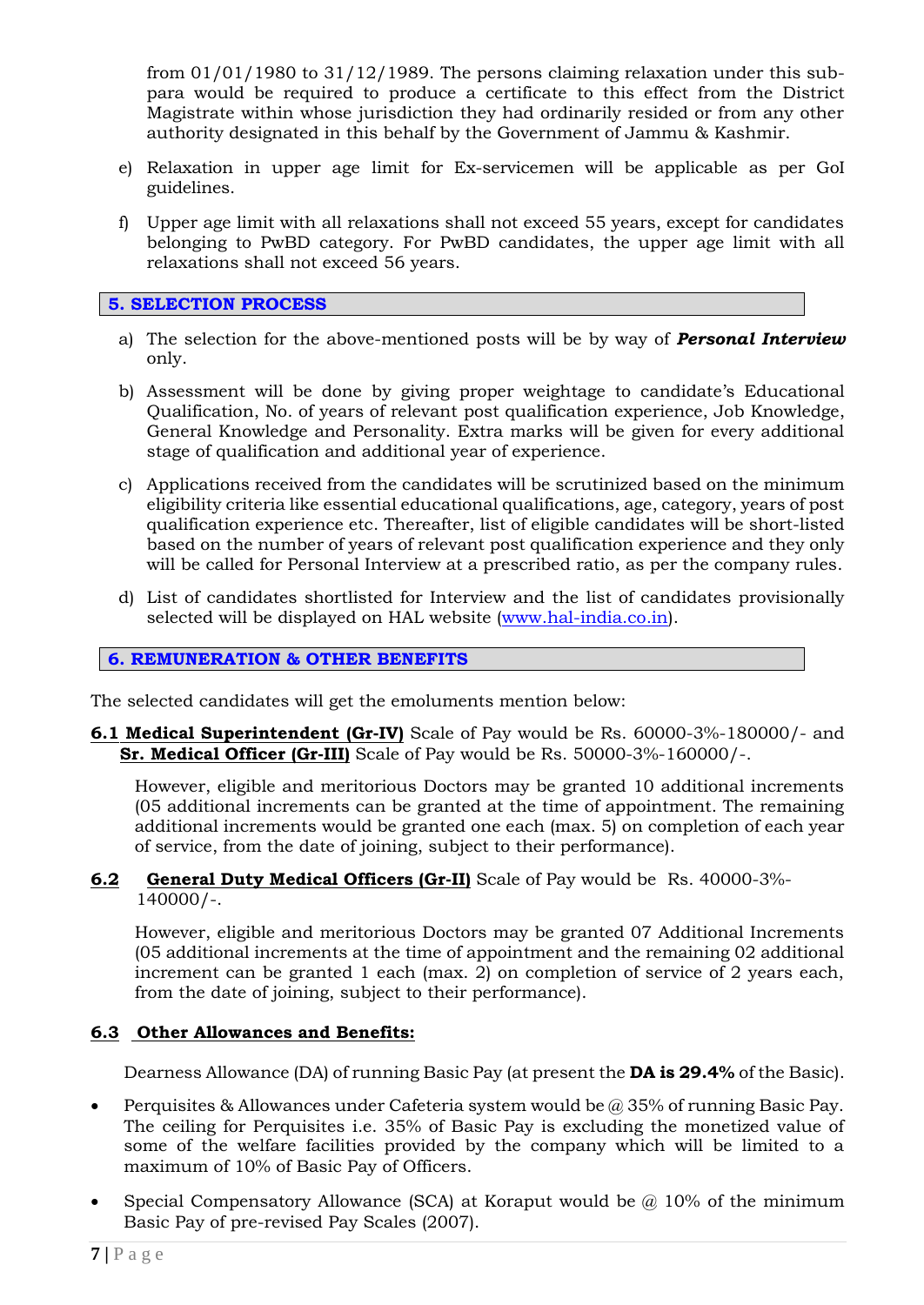from 01/01/1980 to 31/12/1989. The persons claiming relaxation under this sub-para would be required to produce a certificate to this effect from the District Magistrate within whose jurisdiction they had ordinarily resided or from any other authority designated in this behalf by the Government of Jammu & Kashmir.

e) Relaxation in upper age limit for Ex-servicemen will be applicable as per GoI guidelines.

f) Upper age limit with all relaxations shall not exceed 55 years, except for candidates belonging to PwBD category. For PwBD candidates, the upper age limit with all relaxations shall not exceed 56 years.

## 5. SELECTION PROCESS

a) The selection for the above-mentioned posts will be by way of ***Personal Interview*** only.

b) Assessment will be done by giving proper weightage to candidate's Educational Qualification, No. of years of relevant post qualification experience, Job Knowledge, General Knowledge and Personality. Extra marks will be given for every additional stage of qualification and additional year of experience.

c) Applications received from the candidates will be scrutinized based on the minimum eligibility criteria like essential educational qualifications, age, category, years of post qualification experience etc. Thereafter, list of eligible candidates will be short-listed based on the number of years of relevant post qualification experience and they only will be called for Personal Interview at a prescribed ratio, as per the company rules.

d) List of candidates shortlisted for Interview and the list of candidates provisionally selected will be displayed on HAL website (www.hal-india.co.in).

## 6. REMUNERATION & OTHER BENEFITS

The selected candidates will get the emoluments mention below:

**6.1 Medical Superintendent (Gr-IV)** Scale of Pay would be Rs. 60000-3%-180000/- and **Sr. Medical Officer (Gr-III)** Scale of Pay would be Rs. 50000-3%-160000/-.

However, eligible and meritorious Doctors may be granted 10 additional increments (05 additional increments can be granted at the time of appointment. The remaining additional increments would be granted one each (max. 5) on completion of each year of service, from the date of joining, subject to their performance).

**6.2 General Duty Medical Officers (Gr-II)** Scale of Pay would be Rs. 40000-3%-140000/-.

However, eligible and meritorious Doctors may be granted 07 Additional Increments (05 additional increments at the time of appointment and the remaining 02 additional increment can be granted 1 each (max. 2) on completion of service of 2 years each, from the date of joining, subject to their performance).

**6.3 Other Allowances and Benefits:**

Dearness Allowance (DA) of running Basic Pay (at present the **DA is 29.4%** of the Basic).

- Perquisites & Allowances under Cafeteria system would be @ 35% of running Basic Pay. The ceiling for Perquisites i.e. 35% of Basic Pay is excluding the monetized value of some of the welfare facilities provided by the company which will be limited to a maximum of 10% of Basic Pay of Officers.
- Special Compensatory Allowance (SCA) at Koraput would be @ 10% of the minimum Basic Pay of pre-revised Pay Scales (2007).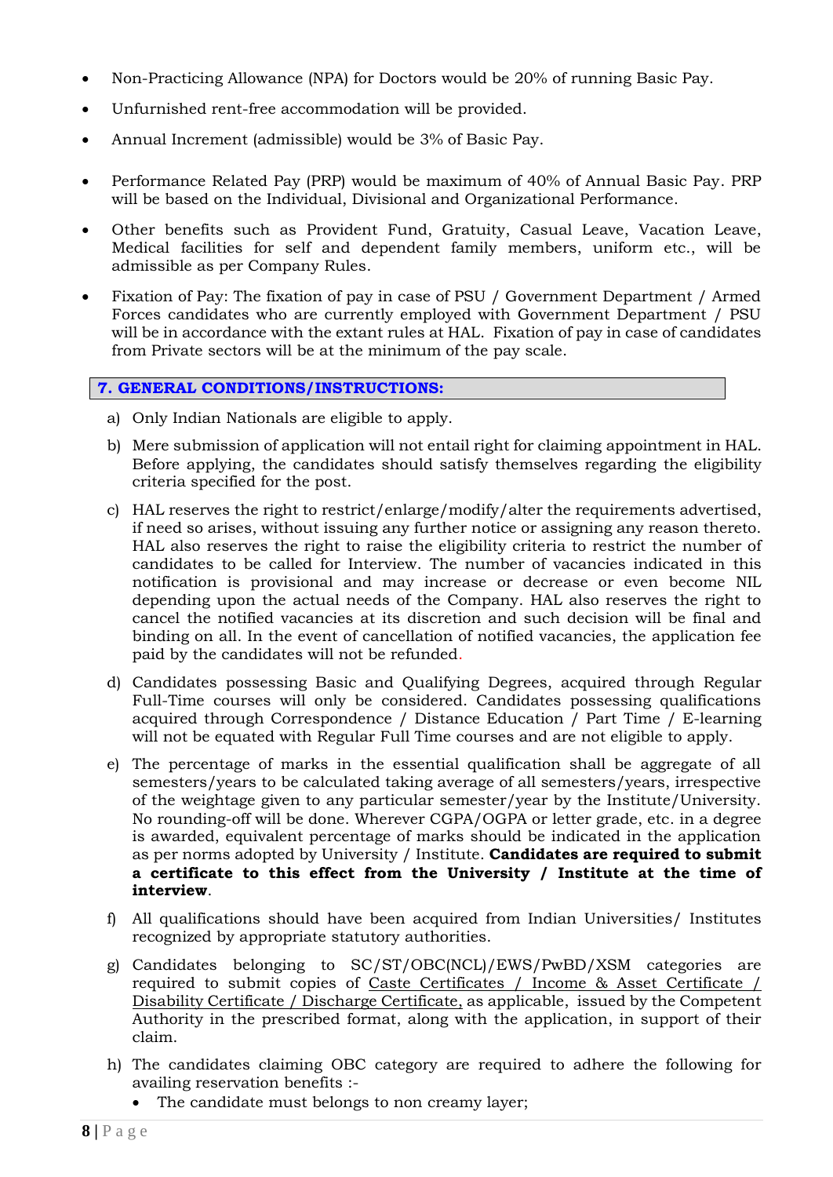- Non-Practicing Allowance (NPA) for Doctors would be 20% of running Basic Pay.
- Unfurnished rent-free accommodation will be provided.
- Annual Increment (admissible) would be 3% of Basic Pay.
- Performance Related Pay (PRP) would be maximum of 40% of Annual Basic Pay. PRP will be based on the Individual, Divisional and Organizational Performance.
- Other benefits such as Provident Fund, Gratuity, Casual Leave, Vacation Leave, Medical facilities for self and dependent family members, uniform etc., will be admissible as per Company Rules.
- Fixation of Pay: The fixation of pay in case of PSU / Government Department / Armed Forces candidates who are currently employed with Government Department / PSU will be in accordance with the extant rules at HAL. Fixation of pay in case of candidates from Private sectors will be at the minimum of the pay scale.

## 7. GENERAL CONDITIONS/INSTRUCTIONS:

a) Only Indian Nationals are eligible to apply.

b) Mere submission of application will not entail right for claiming appointment in HAL. Before applying, the candidates should satisfy themselves regarding the eligibility criteria specified for the post.

c) HAL reserves the right to restrict/enlarge/modify/alter the requirements advertised, if need so arises, without issuing any further notice or assigning any reason thereto. HAL also reserves the right to raise the eligibility criteria to restrict the number of candidates to be called for Interview. The number of vacancies indicated in this notification is provisional and may increase or decrease or even become NIL depending upon the actual needs of the Company. HAL also reserves the right to cancel the notified vacancies at its discretion and such decision will be final and binding on all. In the event of cancellation of notified vacancies, the application fee paid by the candidates will not be refunded.

d) Candidates possessing Basic and Qualifying Degrees, acquired through Regular Full-Time courses will only be considered. Candidates possessing qualifications acquired through Correspondence / Distance Education / Part Time / E-learning will not be equated with Regular Full Time courses and are not eligible to apply.

e) The percentage of marks in the essential qualification shall be aggregate of all semesters/years to be calculated taking average of all semesters/years, irrespective of the weightage given to any particular semester/year by the Institute/University. No rounding-off will be done. Wherever CGPA/OGPA or letter grade, etc. in a degree is awarded, equivalent percentage of marks should be indicated in the application as per norms adopted by University / Institute. **Candidates are required to submit a certificate to this effect from the University / Institute at the time of interview**.

f) All qualifications should have been acquired from Indian Universities/ Institutes recognized by appropriate statutory authorities.

g) Candidates belonging to SC/ST/OBC(NCL)/EWS/PwBD/XSM categories are required to submit copies of Caste Certificates / Income & Asset Certificate / Disability Certificate / Discharge Certificate, as applicable, issued by the Competent Authority in the prescribed format, along with the application, in support of their claim.

h) The candidates claiming OBC category are required to adhere the following for availing reservation benefits :-
   - The candidate must belongs to non creamy layer;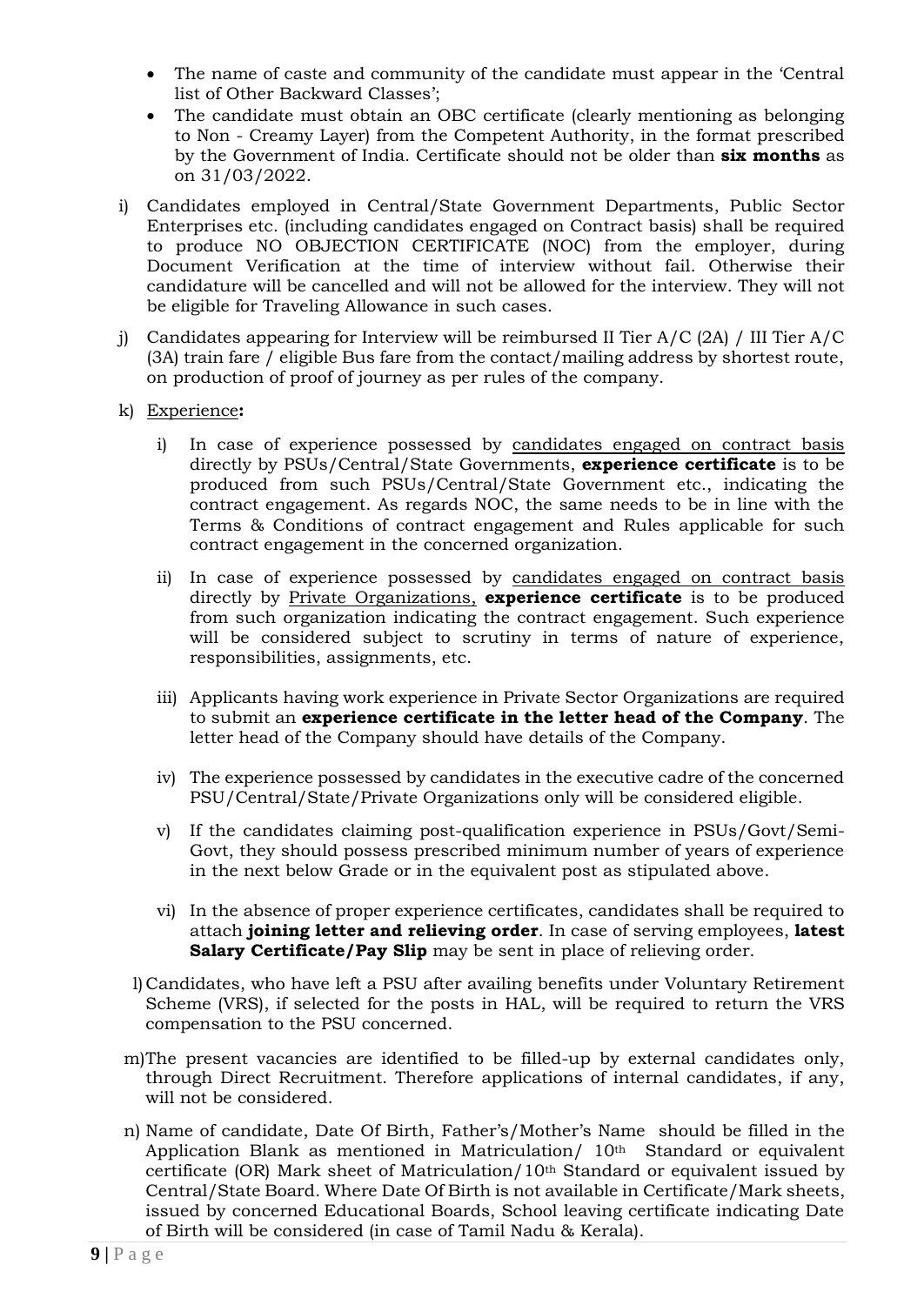- The name of caste and community of the candidate must appear in the 'Central list of Other Backward Classes';
- The candidate must obtain an OBC certificate (clearly mentioning as belonging to Non - Creamy Layer) from the Competent Authority, in the format prescribed by the Government of India. Certificate should not be older than **six months** as on 31/03/2022.

i) Candidates employed in Central/State Government Departments, Public Sector Enterprises etc. (including candidates engaged on Contract basis) shall be required to produce NO OBJECTION CERTIFICATE (NOC) from the employer, during Document Verification at the time of interview without fail. Otherwise their candidature will be cancelled and will not be allowed for the interview. They will not be eligible for Traveling Allowance in such cases.

j) Candidates appearing for Interview will be reimbursed II Tier A/C (2A) / III Tier A/C (3A) train fare / eligible Bus fare from the contact/mailing address by shortest route, on production of proof of journey as per rules of the company.

k) Experience**:**

   i) In case of experience possessed by candidates engaged on contract basis directly by PSUs/Central/State Governments, **experience certificate** is to be produced from such PSUs/Central/State Government etc., indicating the contract engagement. As regards NOC, the same needs to be in line with the Terms & Conditions of contract engagement and Rules applicable for such contract engagement in the concerned organization.

   ii) In case of experience possessed by candidates engaged on contract basis directly by Private Organizations, **experience certificate** is to be produced from such organization indicating the contract engagement. Such experience will be considered subject to scrutiny in terms of nature of experience, responsibilities, assignments, etc.

   iii) Applicants having work experience in Private Sector Organizations are required to submit an **experience certificate in the letter head of the Company**. The letter head of the Company should have details of the Company.

   iv) The experience possessed by candidates in the executive cadre of the concerned PSU/Central/State/Private Organizations only will be considered eligible.

   v) If the candidates claiming post-qualification experience in PSUs/Govt/Semi-Govt, they should possess prescribed minimum number of years of experience in the next below Grade or in the equivalent post as stipulated above.

   vi) In the absence of proper experience certificates, candidates shall be required to attach **joining letter and relieving order**. In case of serving employees, **latest Salary Certificate/Pay Slip** may be sent in place of relieving order.

l) Candidates, who have left a PSU after availing benefits under Voluntary Retirement Scheme (VRS), if selected for the posts in HAL, will be required to return the VRS compensation to the PSU concerned.

m) The present vacancies are identified to be filled-up by external candidates only, through Direct Recruitment. Therefore applications of internal candidates, if any, will not be considered.

n) Name of candidate, Date Of Birth, Father's/Mother's Name should be filled in the Application Blank as mentioned in Matriculation/ 10th Standard or equivalent certificate (OR) Mark sheet of Matriculation/10th Standard or equivalent issued by Central/State Board. Where Date Of Birth is not available in Certificate/Mark sheets, issued by concerned Educational Boards, School leaving certificate indicating Date of Birth will be considered (in case of Tamil Nadu & Kerala).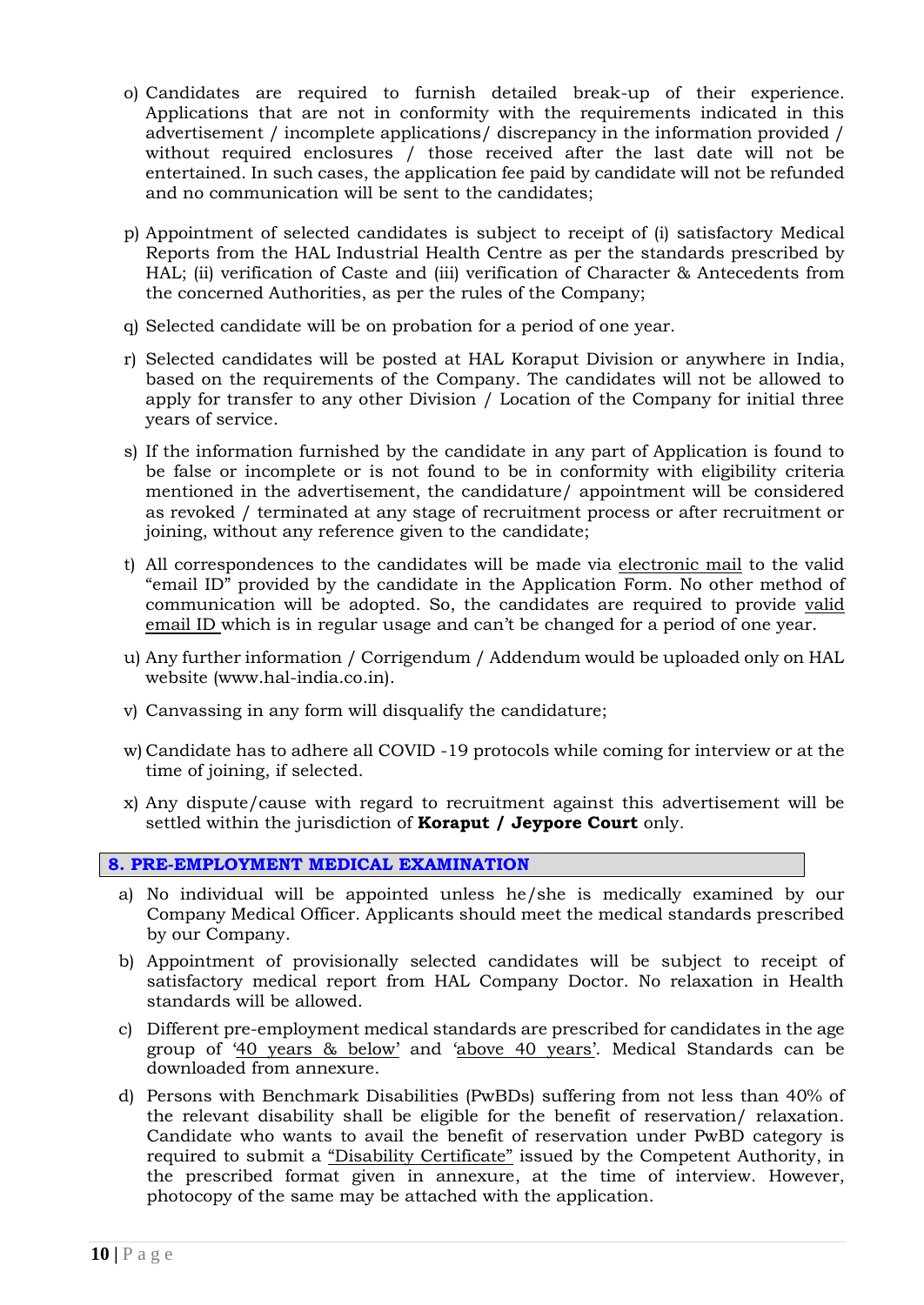o) Candidates are required to furnish detailed break-up of their experience. Applications that are not in conformity with the requirements indicated in this advertisement / incomplete applications/ discrepancy in the information provided / without required enclosures / those received after the last date will not be entertained. In such cases, the application fee paid by candidate will not be refunded and no communication will be sent to the candidates;

p) Appointment of selected candidates is subject to receipt of (i) satisfactory Medical Reports from the HAL Industrial Health Centre as per the standards prescribed by HAL; (ii) verification of Caste and (iii) verification of Character & Antecedents from the concerned Authorities, as per the rules of the Company;

q) Selected candidate will be on probation for a period of one year.

r) Selected candidates will be posted at HAL Koraput Division or anywhere in India, based on the requirements of the Company. The candidates will not be allowed to apply for transfer to any other Division / Location of the Company for initial three years of service.

s) If the information furnished by the candidate in any part of Application is found to be false or incomplete or is not found to be in conformity with eligibility criteria mentioned in the advertisement, the candidature/ appointment will be considered as revoked / terminated at any stage of recruitment process or after recruitment or joining, without any reference given to the candidate;

t) All correspondences to the candidates will be made via electronic mail to the valid "email ID" provided by the candidate in the Application Form. No other method of communication will be adopted. So, the candidates are required to provide valid email ID which is in regular usage and can't be changed for a period of one year.

u) Any further information / Corrigendum / Addendum would be uploaded only on HAL website (www.hal-india.co.in).

v) Canvassing in any form will disqualify the candidature;

w) Candidate has to adhere all COVID -19 protocols while coming for interview or at the time of joining, if selected.

x) Any dispute/cause with regard to recruitment against this advertisement will be settled within the jurisdiction of **Koraput / Jeypore Court** only.

## 8. PRE-EMPLOYMENT MEDICAL EXAMINATION

a) No individual will be appointed unless he/she is medically examined by our Company Medical Officer. Applicants should meet the medical standards prescribed by our Company.

b) Appointment of provisionally selected candidates will be subject to receipt of satisfactory medical report from HAL Company Doctor. No relaxation in Health standards will be allowed.

c) Different pre-employment medical standards are prescribed for candidates in the age group of '40 years & below' and 'above 40 years'. Medical Standards can be downloaded from annexure.

d) Persons with Benchmark Disabilities (PwBDs) suffering from not less than 40% of the relevant disability shall be eligible for the benefit of reservation/ relaxation. Candidate who wants to avail the benefit of reservation under PwBD category is required to submit a "Disability Certificate" issued by the Competent Authority, in the prescribed format given in annexure, at the time of interview. However, photocopy of the same may be attached with the application.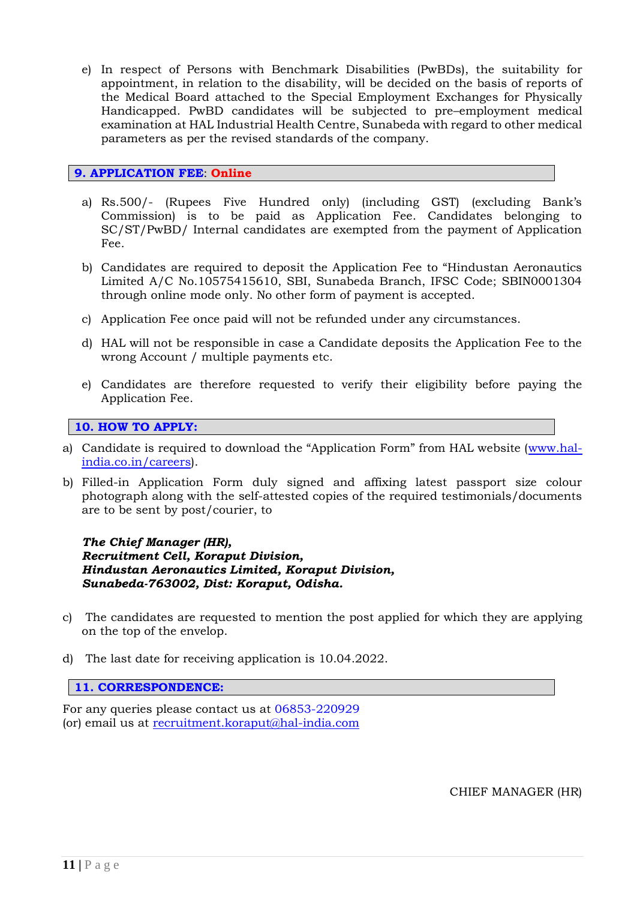e) In respect of Persons with Benchmark Disabilities (PwBDs), the suitability for appointment, in relation to the disability, will be decided on the basis of reports of the Medical Board attached to the Special Employment Exchanges for Physically Handicapped. PwBD candidates will be subjected to pre–employment medical examination at HAL Industrial Health Centre, Sunabeda with regard to other medical parameters as per the revised standards of the company.

## 9. APPLICATION FEE: Online

a) Rs.500/- (Rupees Five Hundred only) (including GST) (excluding Bank's Commission) is to be paid as Application Fee. Candidates belonging to SC/ST/PwBD/ Internal candidates are exempted from the payment of Application Fee.

b) Candidates are required to deposit the Application Fee to "Hindustan Aeronautics Limited A/C No.10575415610, SBI, Sunabeda Branch, IFSC Code; SBIN0001304 through online mode only. No other form of payment is accepted.

c) Application Fee once paid will not be refunded under any circumstances.

d) HAL will not be responsible in case a Candidate deposits the Application Fee to the wrong Account / multiple payments etc.

e) Candidates are therefore requested to verify their eligibility before paying the Application Fee.

## 10. HOW TO APPLY:

a) Candidate is required to download the "Application Form" from HAL website (www.hal-india.co.in/careers).

b) Filled-in Application Form duly signed and affixing latest passport size colour photograph along with the self-attested copies of the required testimonials/documents are to be sent by post/courier, to

***The Chief Manager (HR),***
***Recruitment Cell, Koraput Division,***
***Hindustan Aeronautics Limited, Koraput Division,***
***Sunabeda-763002, Dist: Koraput, Odisha.***

c) The candidates are requested to mention the post applied for which they are applying on the top of the envelop.

d) The last date for receiving application is 10.04.2022.

## 11. CORRESPONDENCE:

For any queries please contact us at 06853-220929
(or) email us at recruitment.koraput@hal-india.com

CHIEF MANAGER (HR)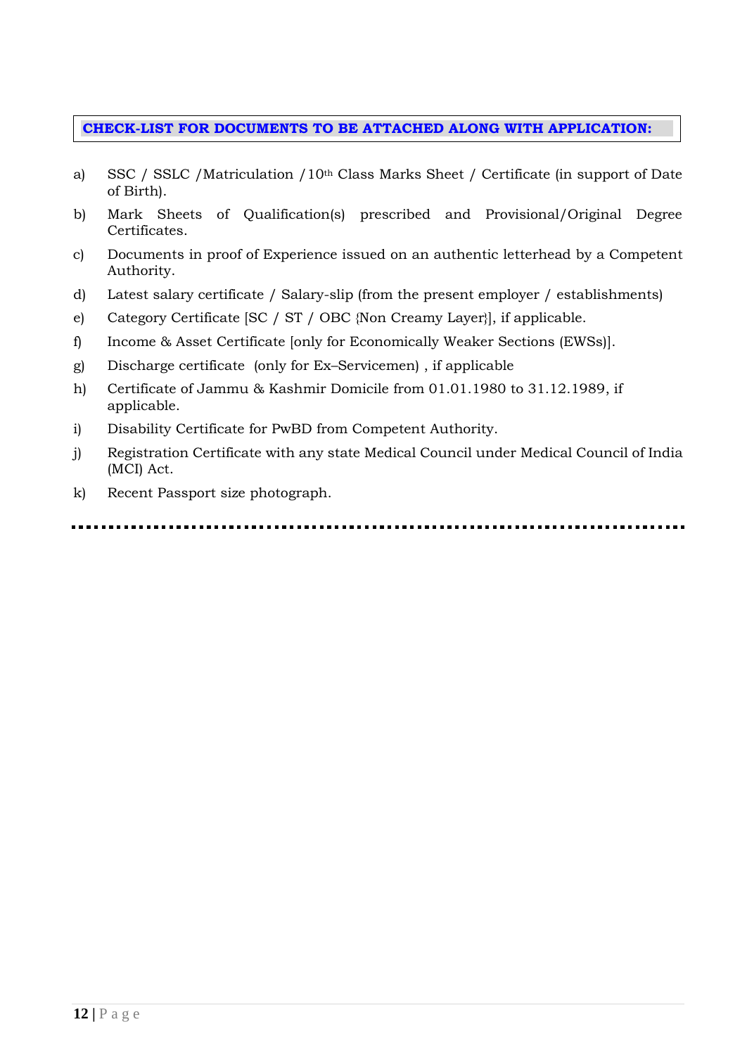**CHECK-LIST FOR DOCUMENTS TO BE ATTACHED ALONG WITH APPLICATION:**

a) SSC / SSLC /Matriculation /10th Class Marks Sheet / Certificate (in support of Date of Birth).

b) Mark Sheets of Qualification(s) prescribed and Provisional/Original Degree Certificates.

c) Documents in proof of Experience issued on an authentic letterhead by a Competent Authority.

d) Latest salary certificate / Salary-slip (from the present employer / establishments)

e) Category Certificate [SC / ST / OBC {Non Creamy Layer}], if applicable.

f) Income & Asset Certificate [only for Economically Weaker Sections (EWSs)].

g) Discharge certificate (only for Ex–Servicemen) , if applicable

h) Certificate of Jammu & Kashmir Domicile from 01.01.1980 to 31.12.1989, if applicable.

i) Disability Certificate for PwBD from Competent Authority.

j) Registration Certificate with any state Medical Council under Medical Council of India (MCI) Act.

k) Recent Passport size photograph.